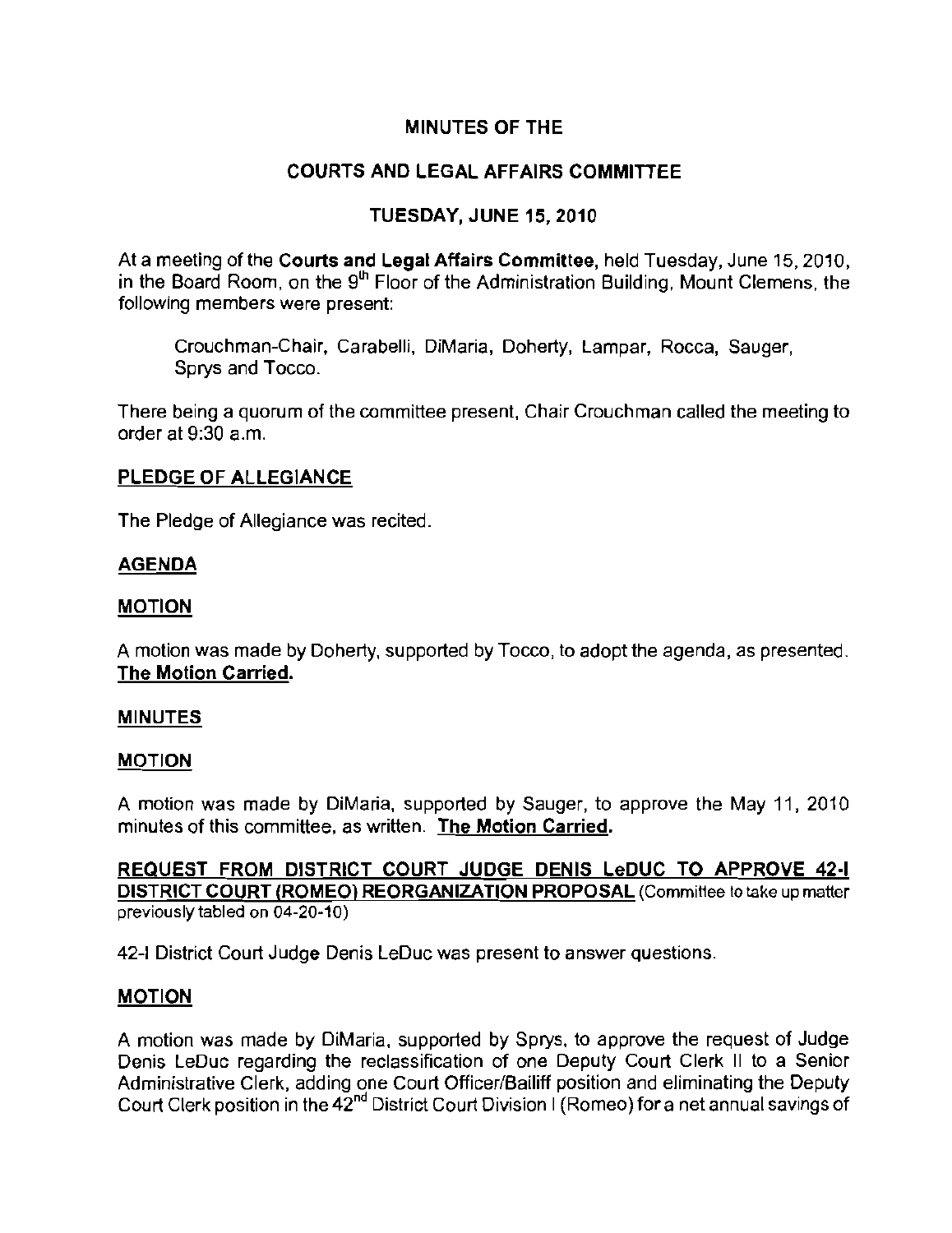# MINUTES OF THE

## COURTS AND LEGAL AFFAIRS COMMITTEE

### TUESDAY, JUNE 15, 2010

At a meeting of the **Courts and Legal Affairs Committee**, held Tuesday, June 15, 2010, in the Board Room, on the 9th Floor of the Administration Building, Mount Clemens, the following members were present:

> Crouchman-Chair, Carabelli, DiMaria, Doherty, Lampar, Rocca, Sauger, Sprys and Tocco.

There being a quorum of the committee present, Chair Crouchman called the meeting to order at 9:30 a.m.

**PLEDGE OF ALLEGIANCE**

The Pledge of Allegiance was recited.

**AGENDA**

**MOTION**

A motion was made by Doherty, supported by Tocco, to adopt the agenda, as presented. **The Motion Carried.**

**MINUTES**

**MOTION**

A motion was made by DiMaria, supported by Sauger, to approve the May 11, 2010 minutes of this committee, as written. **The Motion Carried.**

**REQUEST FROM DISTRICT COURT JUDGE DENIS LeDUC TO APPROVE 42-I DISTRICT COURT (ROMEO) REORGANIZATION PROPOSAL** (Committee to take up matter previously tabled on 04-20-10)

42-I District Court Judge Denis LeDuc was present to answer questions.

**MOTION**

A motion was made by DiMaria, supported by Sprys, to approve the request of Judge Denis LeDuc regarding the reclassification of one Deputy Court Clerk II to a Senior Administrative Clerk, adding one Court Officer/Bailiff position and eliminating the Deputy Court Clerk position in the 42nd District Court Division I (Romeo) for a net annual savings of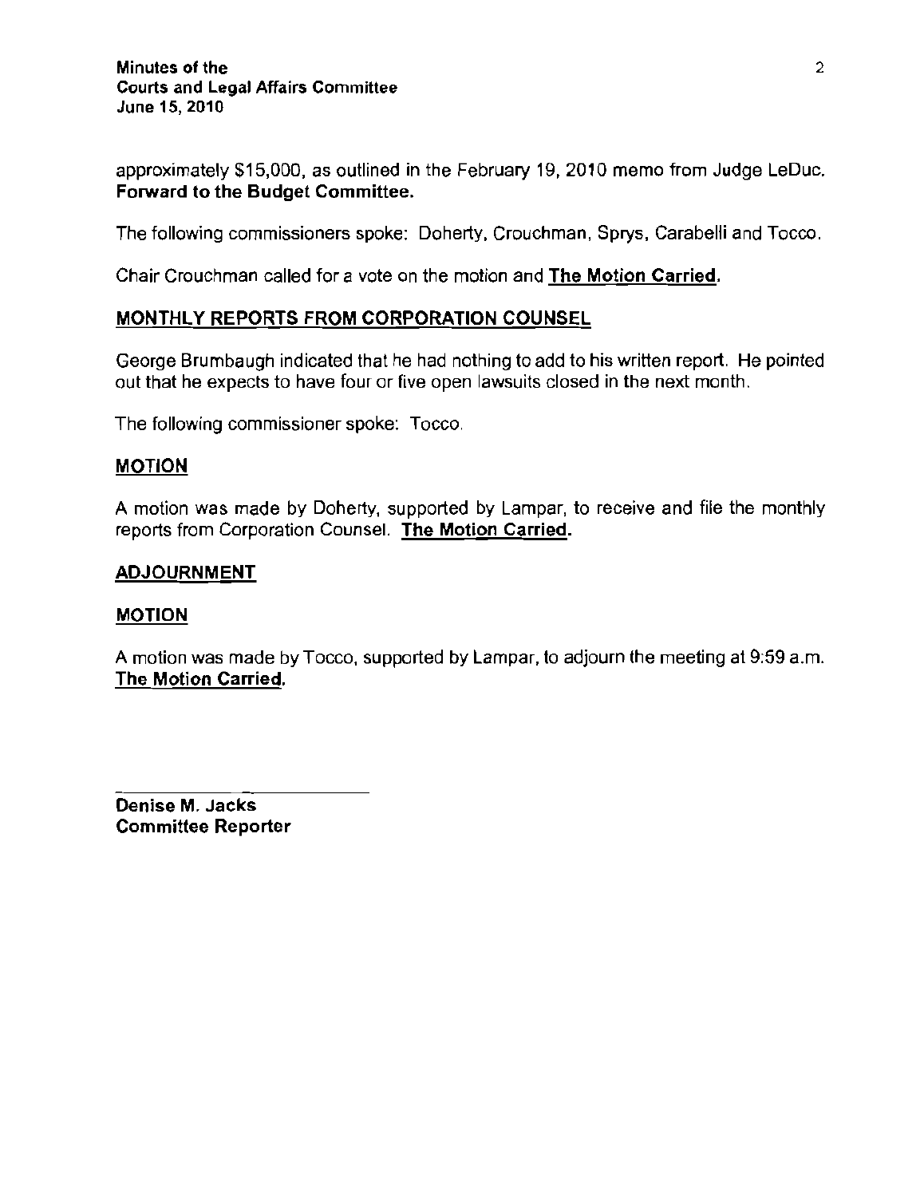approximately $15,000, as outlined in the February 19, 2010 memo from Judge LeDuc. **Forward to the Budget Committee.**

The following commissioners spoke: Doherty, Crouchman, Sprys, Carabelli and Tocco.

Chair Crouchman called for a vote on the motion and **The Motion Carried.**

## MONTHLY REPORTS FROM CORPORATION COUNSEL

George Brumbaugh indicated that he had nothing to add to his written report. He pointed out that he expects to have four or five open lawsuits closed in the next month.

The following commissioner spoke: Tocco.

## MOTION

A motion was made by Doherty, supported by Lampar, to receive and file the monthly reports from Corporation Counsel. **The Motion Carried.**

## ADJOURNMENT

## MOTION

A motion was made by Tocco, supported by Lampar, to adjourn the meeting at 9:59 a.m. **The Motion Carried.**

**Denise M. Jacks**
**Committee Reporter**